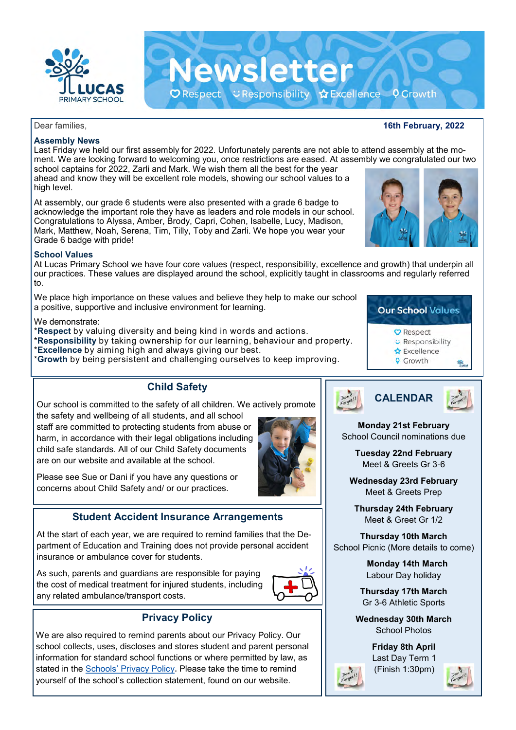# Newsletter

Respect · Responsibility · Excellence · Growth

Dear families,

**16th February, 2022**

## Assembly News

Last Friday we held our first assembly for 2022. Unfortunately parents are not able to attend assembly at the moment. We are looking forward to welcoming you, once restrictions are eased. At assembly we congratulated our two school captains for 2022, Zarli and Mark. We wish them all the best for the year ahead and know they will be excellent role models, showing our school values to a high level.

At assembly, our grade 6 students were also presented with a grade 6 badge to acknowledge the important role they have as leaders and role models in our school. Congratulations to Alyssa, Amber, Brody, Capri, Cohen, Isabelle, Lucy, Madison, Mark, Matthew, Noah, Serena, Tim, Tilly, Toby and Zarli. We hope you wear your Grade 6 badge with pride!

## School Values

At Lucas Primary School we have four core values (respect, responsibility, excellence and growth) that underpin all our practices. These values are displayed around the school, explicitly taught in classrooms and regularly referred to.

We place high importance on these values and believe they help to make our school a positive, supportive and inclusive environment for learning.

We demonstrate:
*Respect by valuing diversity and being kind in words and actions.
*Responsibility by taking ownership for our learning, behaviour and property.
*Excellence by aiming high and always giving our best.
*Growth by being persistent and challenging ourselves to keep improving.

**Our School Values**
- Respect
- Responsibility
- Excellence
- Growth

## Child Safety

Our school is committed to the safety of all children. We actively promote the safety and wellbeing of all students, and all school staff are committed to protecting students from abuse or harm, in accordance with their legal obligations including child safe standards. All of our Child Safety documents are on our website and available at the school.

Please see Sue or Dani if you have any questions or concerns about Child Safety and/ or our practices.

## Student Accident Insurance Arrangements

At the start of each year, we are required to remind families that the Department of Education and Training does not provide personal accident insurance or ambulance cover for students.

As such, parents and guardians are responsible for paying the cost of medical treatment for injured students, including any related ambulance/transport costs.

## Privacy Policy

We are also required to remind parents about our Privacy Policy. Our school collects, uses, discloses and stores student and parent personal information for standard school functions or where permitted by law, as stated in the Schools' Privacy Policy. Please take the time to remind yourself of the school's collection statement, found on our website.

## CALENDAR

**Monday 21st February**
School Council nominations due

**Tuesday 22nd February**
Meet & Greets Gr 3-6

**Wednesday 23rd February**
Meet & Greets Prep

**Thursday 24th February**
Meet & Greet Gr 1/2

**Thursday 10th March**
School Picnic (More details to come)

**Monday 14th March**
Labour Day holiday

**Thursday 17th March**
Gr 3-6 Athletic Sports

**Wednesday 30th March**
School Photos

**Friday 8th April**
Last Day Term 1
(Finish 1:30pm)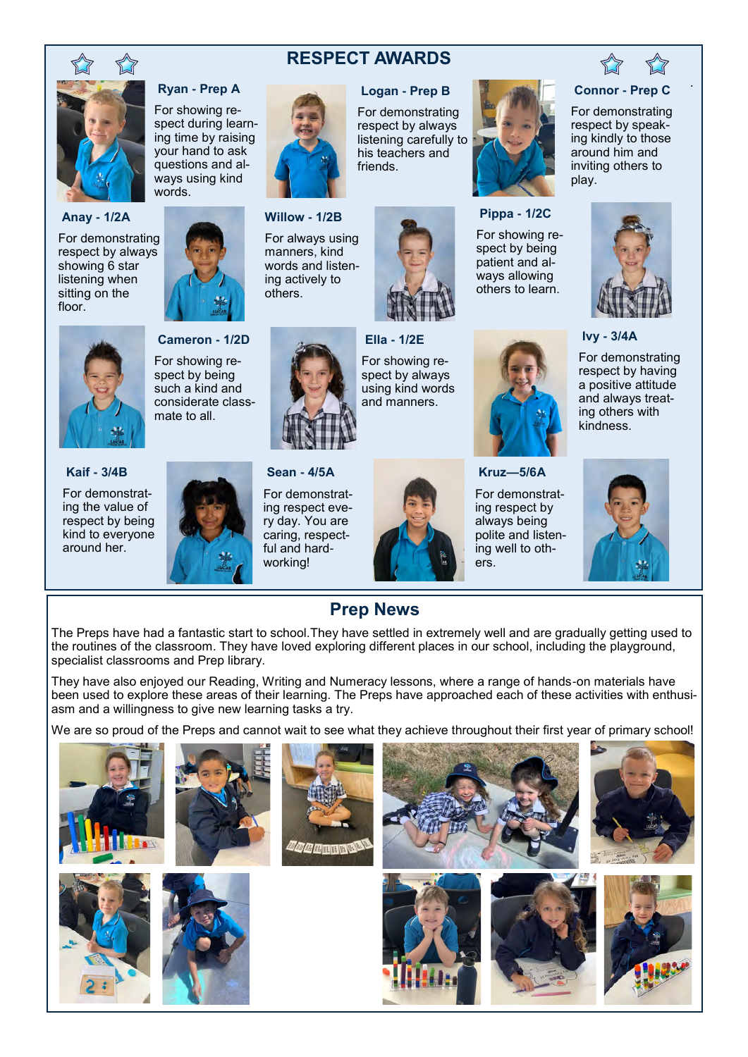## RESPECT AWARDS

**Ryan - Prep A**

For showing respect during learning time by raising your hand to ask questions and always using kind words.

**Logan - Prep B**

For demonstrating respect by always listening carefully to his teachers and friends.

**Connor - Prep C**

For demonstrating respect by speaking kindly to those around him and inviting others to play.

**Anay - 1/2A**

For demonstrating respect by always showing 6 star listening when sitting on the floor.

**Willow - 1/2B**

For always using manners, kind words and listening actively to others.

**Pippa - 1/2C**

For showing respect by being patient and always allowing others to learn.

**Cameron - 1/2D**

For showing respect by being such a kind and considerate classmate to all.

**Ella - 1/2E**

For showing respect by always using kind words and manners.

**Ivy - 3/4A**

For demonstrating respect by having a positive attitude and always treating others with kindness.

**Kaif - 3/4B**

For demonstrating the value of respect by being kind to everyone around her.

**Sean - 4/5A**

For demonstrating respect every day. You are caring, respectful and hard-working!

**Kruz—5/6A**

For demonstrating respect by always being polite and listening well to others.

## Prep News

The Preps have had a fantastic start to school.They have settled in extremely well and are gradually getting used to the routines of the classroom. They have loved exploring different places in our school, including the playground, specialist classrooms and Prep library.

They have also enjoyed our Reading, Writing and Numeracy lessons, where a range of hands-on materials have been used to explore these areas of their learning. The Preps have approached each of these activities with enthusiasm and a willingness to give new learning tasks a try.

We are so proud of the Preps and cannot wait to see what they achieve throughout their first year of primary school!